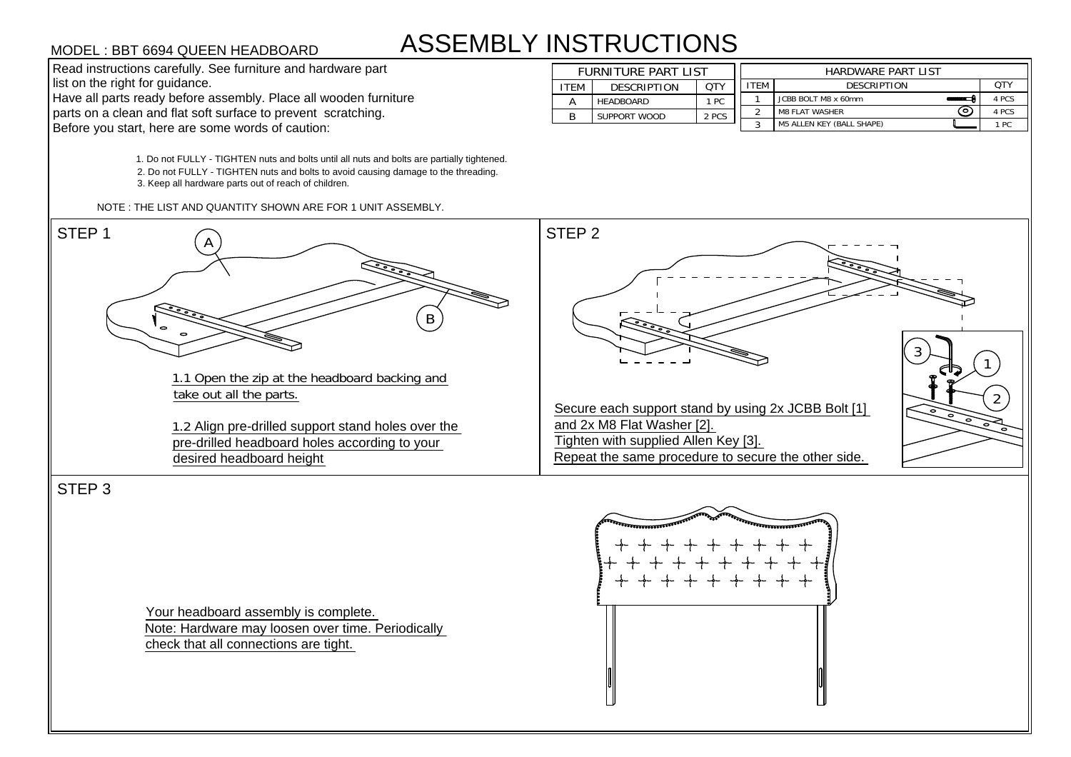MODEL : BBT 6694 QUEEN HEADBOARD

# ASSEMBLY INSTRUCTIONS

Read instructions carefully. See furniture and hardware part list on the right for guidance.
Have all parts ready before assembly. Place all wooden furniture parts on a clean and flat soft surface to prevent scratching.
Before you start, here are some words of caution:

1. Do not FULLY - TIGHTEN nuts and bolts until all nuts and bolts are partially tightened.
2. Do not FULLY - TIGHTEN nuts and bolts to avoid causing damage to the threading.
3. Keep all hardware parts out of reach of children.

NOTE : THE LIST AND QUANTITY SHOWN ARE FOR 1 UNIT ASSEMBLY.

**FURNITURE PART LIST**

| ITEM | DESCRIPTION | QTY |
|---|---|---|
| A | HEADBOARD | 1 PC |
| B | SUPPORT WOOD | 2 PCS |

**HARDWARE PART LIST**

| ITEM | DESCRIPTION | QTY |
|---|---|---|
| 1 | JCBB BOLT M8 x 60mm | 4 PCS |
| 2 | M8 FLAT WASHER | 4 PCS |
| 3 | M5 ALLEN KEY (BALL SHAPE) | 1 PC |

## STEP 1

A

B

1.1 Open the zip at the headboard backing and take out all the parts.

1.2 Align pre-drilled support stand holes over the pre-drilled headboard holes according to your desired headboard height

## STEP 2

3

1

2

Secure each support stand by using 2x JCBB Bolt [1] and 2x M8 Flat Washer [2].
Tighten with supplied Allen Key [3].
Repeat the same procedure to secure the other side.

## STEP 3

Your headboard assembly is complete.
Note: Hardware may loosen over time. Periodically check that all connections are tight.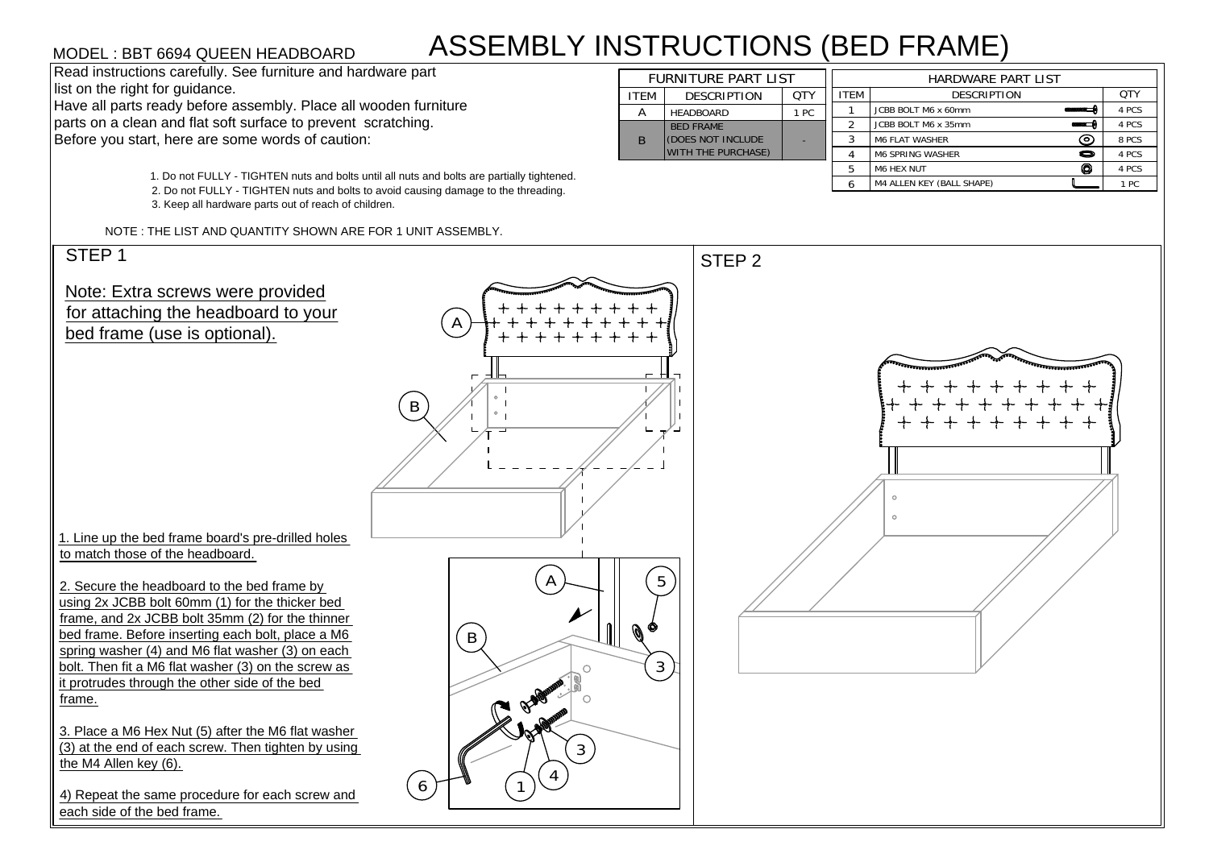MODEL : BBT 6694 QUEEN HEADBOARD

# ASSEMBLY INSTRUCTIONS (BED FRAME)

Read instructions carefully. See furniture and hardware part list on the right for guidance.
Have all parts ready before assembly. Place all wooden furniture parts on a clean and flat soft surface to prevent scratching.
Before you start, here are some words of caution:

1. Do not FULLY - TIGHTEN nuts and bolts until all nuts and bolts are partially tightened.
2. Do not FULLY - TIGHTEN nuts and bolts to avoid causing damage to the threading.
3. Keep all hardware parts out of reach of children.

NOTE : THE LIST AND QUANTITY SHOWN ARE FOR 1 UNIT ASSEMBLY.

**FURNITURE PART LIST**

| ITEM | DESCRIPTION | QTY |
|---|---|---|
| A | HEADBOARD | 1 PC |
| B | BED FRAME (DOES NOT INCLUDE WITH THE PURCHASE) | - |

**HARDWARE PART LIST**

| ITEM | DESCRIPTION | QTY |
|---|---|---|
| 1 | JCBB BOLT M6 x 60mm | 4 PCS |
| 2 | JCBB BOLT M6 x 35mm | 4 PCS |
| 3 | M6 FLAT WASHER | 8 PCS |
| 4 | M6 SPRING WASHER | 4 PCS |
| 5 | M6 HEX NUT | 4 PCS |
| 6 | M4 ALLEN KEY (BALL SHAPE) | 1 PC |

## STEP 1

Note: Extra screws were provided for attaching the headboard to your bed frame (use is optional).

1. Line up the bed frame board's pre-drilled holes to match those of the headboard.

2. Secure the headboard to the bed frame by using 2x JCBB bolt 60mm (1) for the thicker bed frame, and 2x JCBB bolt 35mm (2) for the thinner bed frame. Before inserting each bolt, place a M6 spring washer (4) and M6 flat washer (3) on each bolt. Then fit a M6 flat washer (3) on the screw as it protrudes through the other side of the bed frame.

3. Place a M6 Hex Nut (5) after the M6 flat washer (3) at the end of each screw. Then tighten by using the M4 Allen key (6).

4) Repeat the same procedure for each screw and each side of the bed frame.

## STEP 2